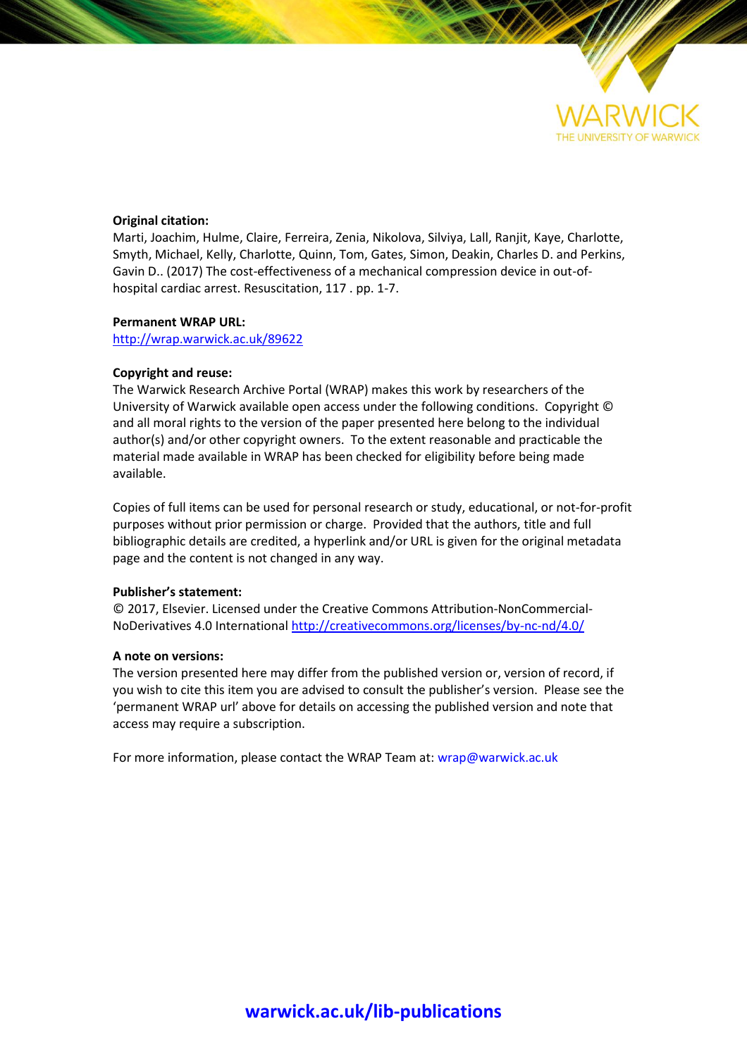WARWICK

THE UNIVERSITY OF WARWICK

**Original citation:**

Marti, Joachim, Hulme, Claire, Ferreira, Zenia, Nikolova, Silviya, Lall, Ranjit, Kaye, Charlotte, Smyth, Michael, Kelly, Charlotte, Quinn, Tom, Gates, Simon, Deakin, Charles D. and Perkins, Gavin D.. (2017) The cost-effectiveness of a mechanical compression device in out-of-hospital cardiac arrest. Resuscitation, 117 . pp. 1-7.

**Permanent WRAP URL:**

http://wrap.warwick.ac.uk/89622

**Copyright and reuse:**

The Warwick Research Archive Portal (WRAP) makes this work by researchers of the University of Warwick available open access under the following conditions. Copyright © and all moral rights to the version of the paper presented here belong to the individual author(s) and/or other copyright owners. To the extent reasonable and practicable the material made available in WRAP has been checked for eligibility before being made available.

Copies of full items can be used for personal research or study, educational, or not-for-profit purposes without prior permission or charge. Provided that the authors, title and full bibliographic details are credited, a hyperlink and/or URL is given for the original metadata page and the content is not changed in any way.

**Publisher's statement:**

© 2017, Elsevier. Licensed under the Creative Commons Attribution-NonCommercial-NoDerivatives 4.0 International http://creativecommons.org/licenses/by-nc-nd/4.0/

**A note on versions:**

The version presented here may differ from the published version or, version of record, if you wish to cite this item you are advised to consult the publisher's version. Please see the 'permanent WRAP url' above for details on accessing the published version and note that access may require a subscription.

For more information, please contact the WRAP Team at: wrap@warwick.ac.uk

**warwick.ac.uk/lib-publications**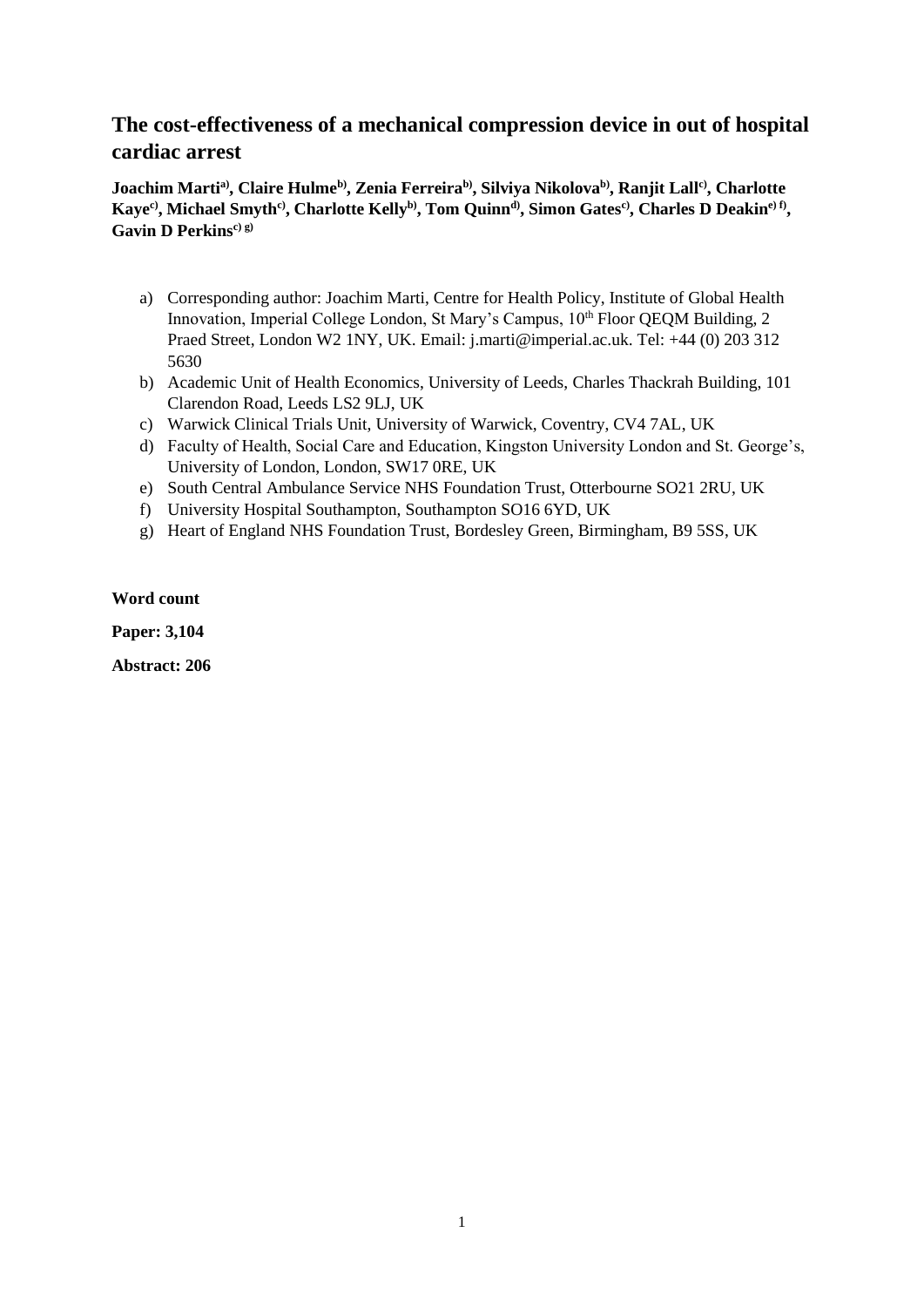# The cost-effectiveness of a mechanical compression device in out of hospital cardiac arrest

**Joachim Marti[a)], Claire Hulme[b)], Zenia Ferreira[b)], Silviya Nikolova[b)], Ranjit Lall[c)], Charlotte Kaye[c)], Michael Smyth[c)], Charlotte Kelly[b)], Tom Quinn[d)], Simon Gates[c)], Charles D Deakin[e) f)], Gavin D Perkins[c) g)]**

a) Corresponding author: Joachim Marti, Centre for Health Policy, Institute of Global Health Innovation, Imperial College London, St Mary's Campus, 10th Floor QEQM Building, 2 Praed Street, London W2 1NY, UK. Email: j.marti@imperial.ac.uk. Tel: +44 (0) 203 312 5630
b) Academic Unit of Health Economics, University of Leeds, Charles Thackrah Building, 101 Clarendon Road, Leeds LS2 9LJ, UK
c) Warwick Clinical Trials Unit, University of Warwick, Coventry, CV4 7AL, UK
d) Faculty of Health, Social Care and Education, Kingston University London and St. George's, University of London, London, SW17 0RE, UK
e) South Central Ambulance Service NHS Foundation Trust, Otterbourne SO21 2RU, UK
f) University Hospital Southampton, Southampton SO16 6YD, UK
g) Heart of England NHS Foundation Trust, Bordesley Green, Birmingham, B9 5SS, UK

**Word count**

**Paper: 3,104**

**Abstract: 206**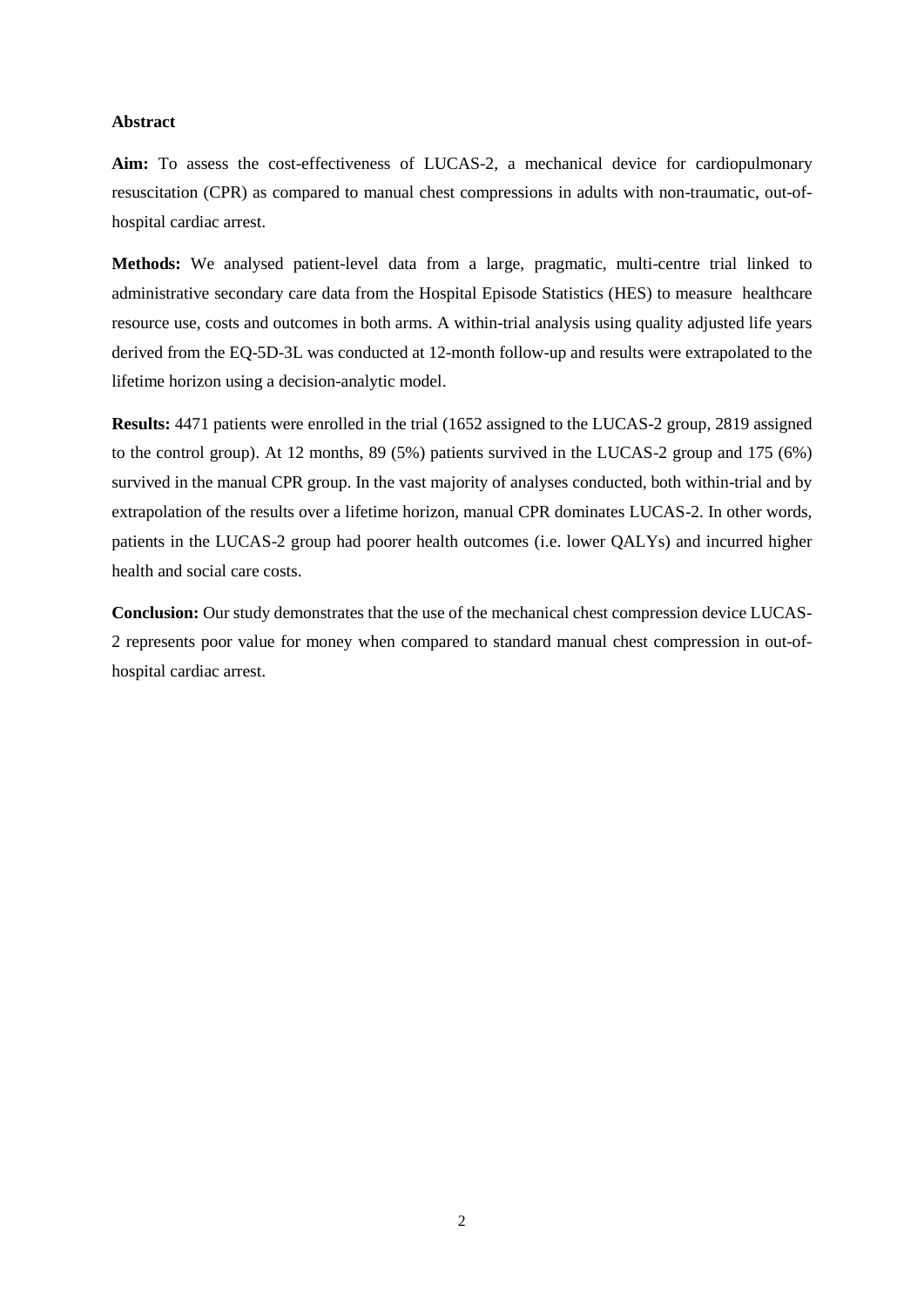## Abstract

**Aim:** To assess the cost-effectiveness of LUCAS-2, a mechanical device for cardiopulmonary resuscitation (CPR) as compared to manual chest compressions in adults with non-traumatic, out-of-hospital cardiac arrest.

**Methods:** We analysed patient-level data from a large, pragmatic, multi-centre trial linked to administrative secondary care data from the Hospital Episode Statistics (HES) to measure healthcare resource use, costs and outcomes in both arms. A within-trial analysis using quality adjusted life years derived from the EQ-5D-3L was conducted at 12-month follow-up and results were extrapolated to the lifetime horizon using a decision-analytic model.

**Results:** 4471 patients were enrolled in the trial (1652 assigned to the LUCAS-2 group, 2819 assigned to the control group). At 12 months, 89 (5%) patients survived in the LUCAS-2 group and 175 (6%) survived in the manual CPR group. In the vast majority of analyses conducted, both within-trial and by extrapolation of the results over a lifetime horizon, manual CPR dominates LUCAS-2. In other words, patients in the LUCAS-2 group had poorer health outcomes (i.e. lower QALYs) and incurred higher health and social care costs.

**Conclusion:** Our study demonstrates that the use of the mechanical chest compression device LUCAS-2 represents poor value for money when compared to standard manual chest compression in out-of-hospital cardiac arrest.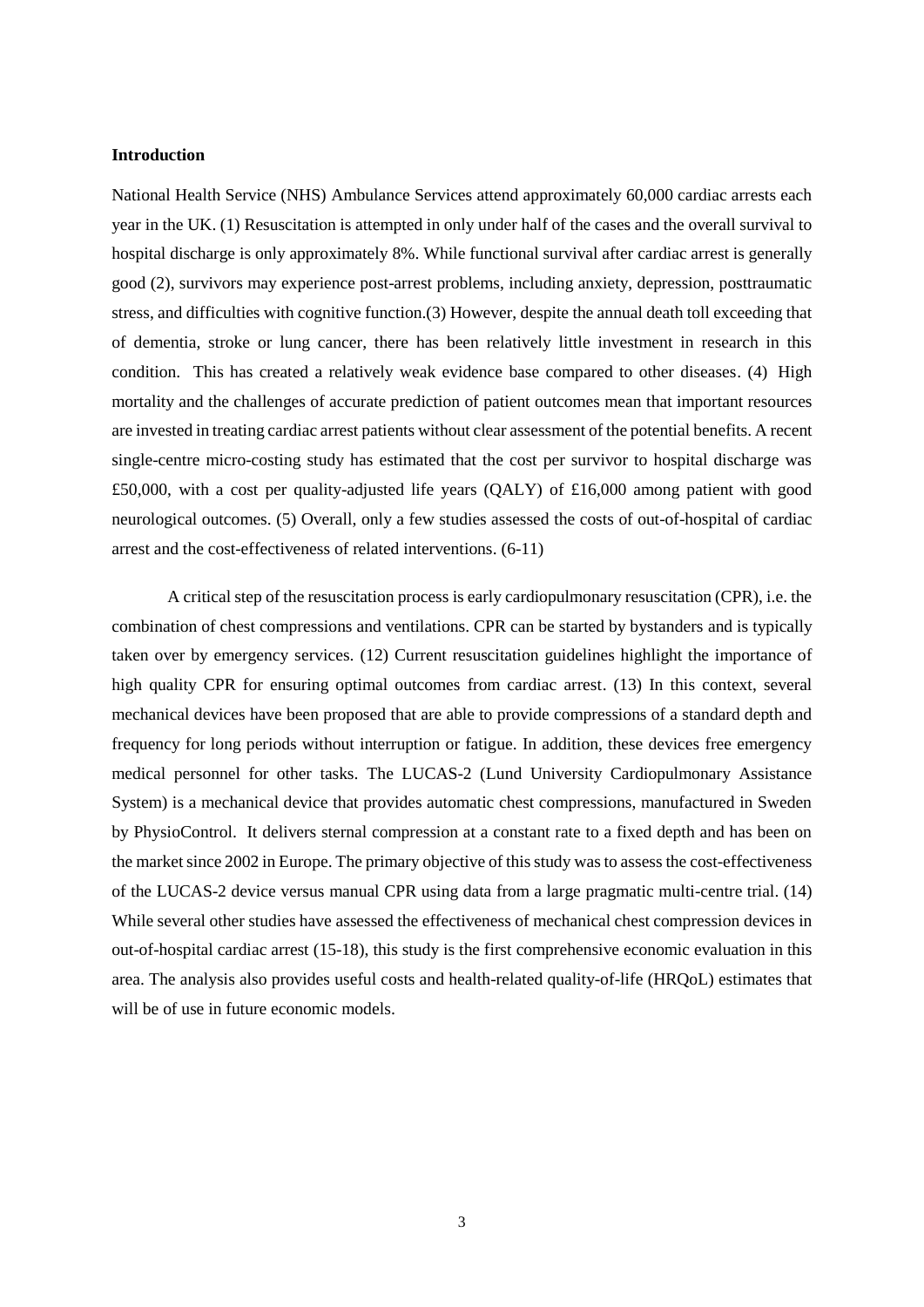**Introduction**

National Health Service (NHS) Ambulance Services attend approximately 60,000 cardiac arrests each year in the UK. (1) Resuscitation is attempted in only under half of the cases and the overall survival to hospital discharge is only approximately 8%. While functional survival after cardiac arrest is generally good (2), survivors may experience post-arrest problems, including anxiety, depression, posttraumatic stress, and difficulties with cognitive function.(3) However, despite the annual death toll exceeding that of dementia, stroke or lung cancer, there has been relatively little investment in research in this condition. This has created a relatively weak evidence base compared to other diseases. (4) High mortality and the challenges of accurate prediction of patient outcomes mean that important resources are invested in treating cardiac arrest patients without clear assessment of the potential benefits. A recent single-centre micro-costing study has estimated that the cost per survivor to hospital discharge was £50,000, with a cost per quality-adjusted life years (QALY) of £16,000 among patient with good neurological outcomes. (5) Overall, only a few studies assessed the costs of out-of-hospital of cardiac arrest and the cost-effectiveness of related interventions. (6-11)

A critical step of the resuscitation process is early cardiopulmonary resuscitation (CPR), i.e. the combination of chest compressions and ventilations. CPR can be started by bystanders and is typically taken over by emergency services. (12) Current resuscitation guidelines highlight the importance of high quality CPR for ensuring optimal outcomes from cardiac arrest. (13) In this context, several mechanical devices have been proposed that are able to provide compressions of a standard depth and frequency for long periods without interruption or fatigue. In addition, these devices free emergency medical personnel for other tasks. The LUCAS-2 (Lund University Cardiopulmonary Assistance System) is a mechanical device that provides automatic chest compressions, manufactured in Sweden by PhysioControl. It delivers sternal compression at a constant rate to a fixed depth and has been on the market since 2002 in Europe. The primary objective of this study was to assess the cost-effectiveness of the LUCAS-2 device versus manual CPR using data from a large pragmatic multi-centre trial. (14) While several other studies have assessed the effectiveness of mechanical chest compression devices in out-of-hospital cardiac arrest (15-18), this study is the first comprehensive economic evaluation in this area. The analysis also provides useful costs and health-related quality-of-life (HRQoL) estimates that will be of use in future economic models.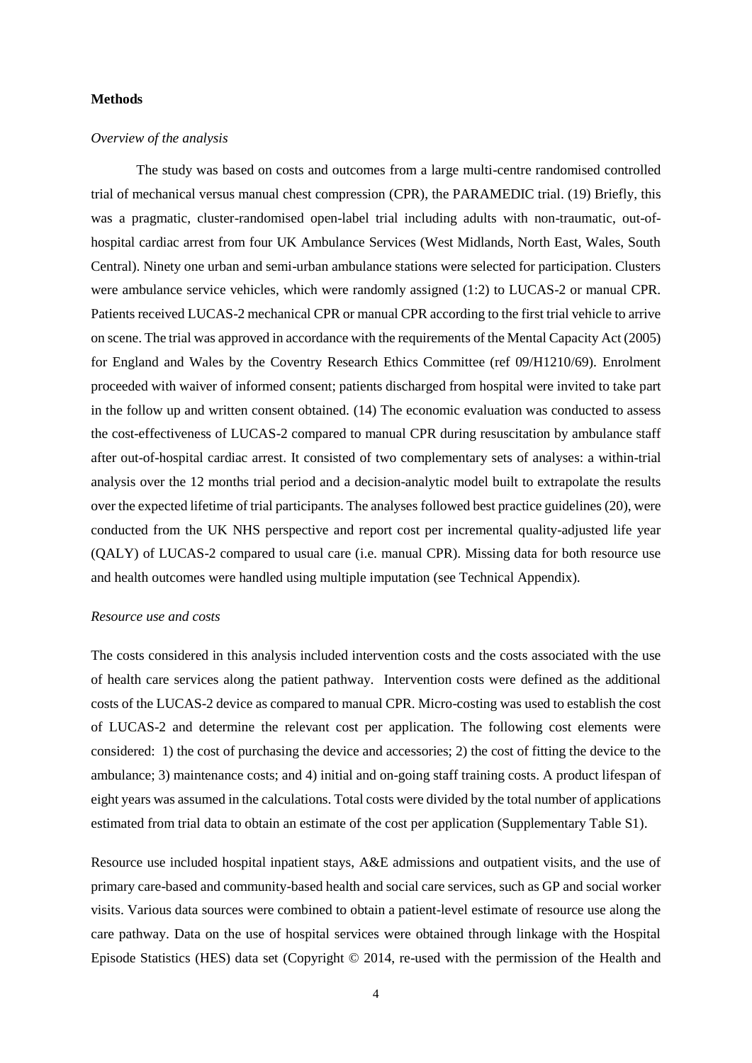## Methods

### *Overview of the analysis*

The study was based on costs and outcomes from a large multi-centre randomised controlled trial of mechanical versus manual chest compression (CPR), the PARAMEDIC trial. (19) Briefly, this was a pragmatic, cluster-randomised open-label trial including adults with non-traumatic, out-of-hospital cardiac arrest from four UK Ambulance Services (West Midlands, North East, Wales, South Central). Ninety one urban and semi-urban ambulance stations were selected for participation. Clusters were ambulance service vehicles, which were randomly assigned (1:2) to LUCAS-2 or manual CPR. Patients received LUCAS-2 mechanical CPR or manual CPR according to the first trial vehicle to arrive on scene. The trial was approved in accordance with the requirements of the Mental Capacity Act (2005) for England and Wales by the Coventry Research Ethics Committee (ref 09/H1210/69). Enrolment proceeded with waiver of informed consent; patients discharged from hospital were invited to take part in the follow up and written consent obtained. (14) The economic evaluation was conducted to assess the cost-effectiveness of LUCAS-2 compared to manual CPR during resuscitation by ambulance staff after out-of-hospital cardiac arrest. It consisted of two complementary sets of analyses: a within-trial analysis over the 12 months trial period and a decision-analytic model built to extrapolate the results over the expected lifetime of trial participants. The analyses followed best practice guidelines (20), were conducted from the UK NHS perspective and report cost per incremental quality-adjusted life year (QALY) of LUCAS-2 compared to usual care (i.e. manual CPR). Missing data for both resource use and health outcomes were handled using multiple imputation (see Technical Appendix).

### *Resource use and costs*

The costs considered in this analysis included intervention costs and the costs associated with the use of health care services along the patient pathway. Intervention costs were defined as the additional costs of the LUCAS-2 device as compared to manual CPR. Micro-costing was used to establish the cost of LUCAS-2 and determine the relevant cost per application. The following cost elements were considered: 1) the cost of purchasing the device and accessories; 2) the cost of fitting the device to the ambulance; 3) maintenance costs; and 4) initial and on-going staff training costs. A product lifespan of eight years was assumed in the calculations. Total costs were divided by the total number of applications estimated from trial data to obtain an estimate of the cost per application (Supplementary Table S1).

Resource use included hospital inpatient stays, A&E admissions and outpatient visits, and the use of primary care-based and community-based health and social care services, such as GP and social worker visits. Various data sources were combined to obtain a patient-level estimate of resource use along the care pathway. Data on the use of hospital services were obtained through linkage with the Hospital Episode Statistics (HES) data set (Copyright © 2014, re-used with the permission of the Health and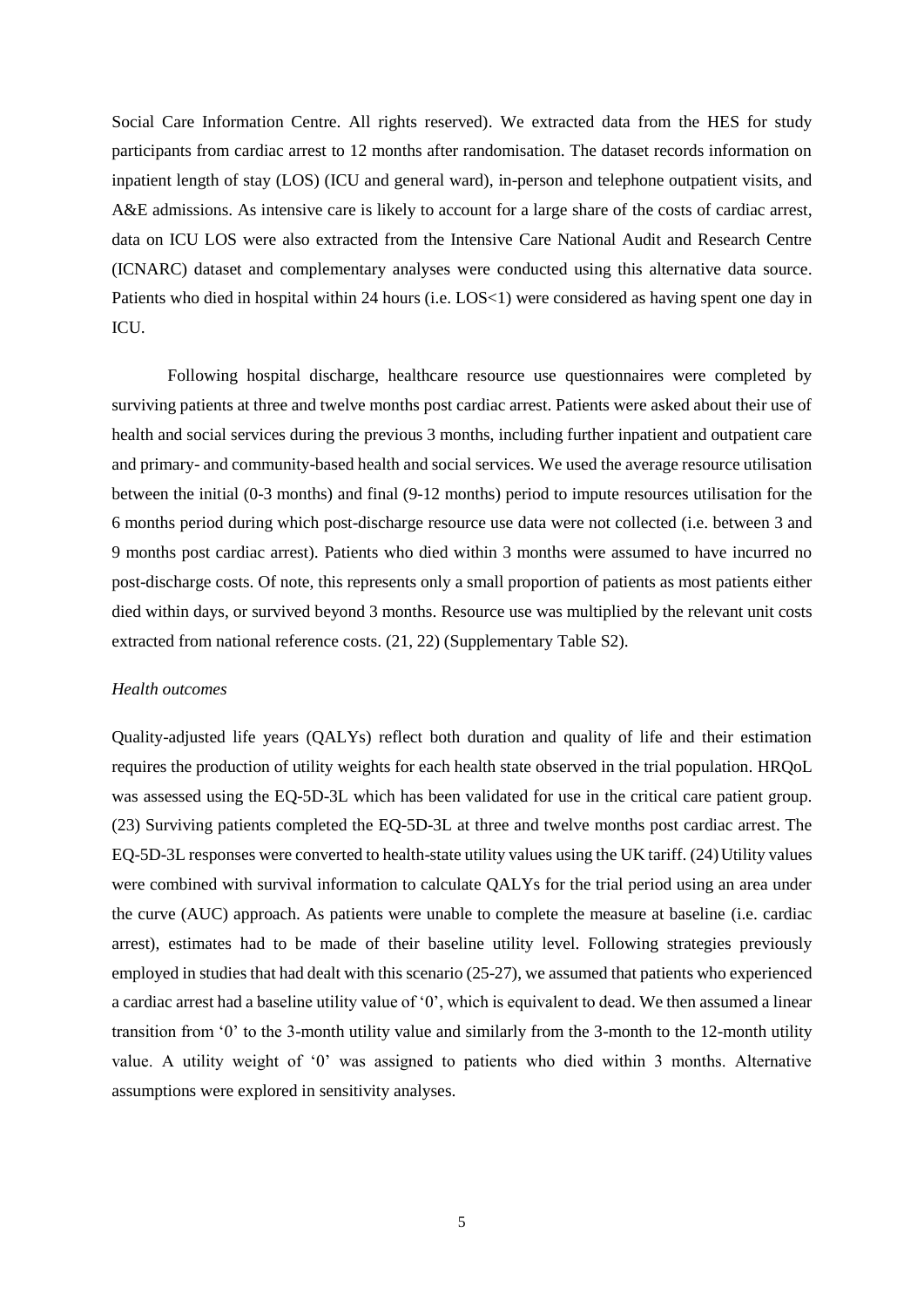Social Care Information Centre. All rights reserved). We extracted data from the HES for study participants from cardiac arrest to 12 months after randomisation. The dataset records information on inpatient length of stay (LOS) (ICU and general ward), in-person and telephone outpatient visits, and A&E admissions. As intensive care is likely to account for a large share of the costs of cardiac arrest, data on ICU LOS were also extracted from the Intensive Care National Audit and Research Centre (ICNARC) dataset and complementary analyses were conducted using this alternative data source. Patients who died in hospital within 24 hours (i.e. LOS<1) were considered as having spent one day in ICU.

Following hospital discharge, healthcare resource use questionnaires were completed by surviving patients at three and twelve months post cardiac arrest. Patients were asked about their use of health and social services during the previous 3 months, including further inpatient and outpatient care and primary- and community-based health and social services. We used the average resource utilisation between the initial (0-3 months) and final (9-12 months) period to impute resources utilisation for the 6 months period during which post-discharge resource use data were not collected (i.e. between 3 and 9 months post cardiac arrest). Patients who died within 3 months were assumed to have incurred no post-discharge costs. Of note, this represents only a small proportion of patients as most patients either died within days, or survived beyond 3 months. Resource use was multiplied by the relevant unit costs extracted from national reference costs. (21, 22) (Supplementary Table S2).

*Health outcomes*

Quality-adjusted life years (QALYs) reflect both duration and quality of life and their estimation requires the production of utility weights for each health state observed in the trial population. HRQoL was assessed using the EQ-5D-3L which has been validated for use in the critical care patient group. (23) Surviving patients completed the EQ-5D-3L at three and twelve months post cardiac arrest. The EQ-5D-3L responses were converted to health-state utility values using the UK tariff. (24) Utility values were combined with survival information to calculate QALYs for the trial period using an area under the curve (AUC) approach. As patients were unable to complete the measure at baseline (i.e. cardiac arrest), estimates had to be made of their baseline utility level. Following strategies previously employed in studies that had dealt with this scenario (25-27), we assumed that patients who experienced a cardiac arrest had a baseline utility value of '0', which is equivalent to dead. We then assumed a linear transition from '0' to the 3-month utility value and similarly from the 3-month to the 12-month utility value. A utility weight of '0' was assigned to patients who died within 3 months. Alternative assumptions were explored in sensitivity analyses.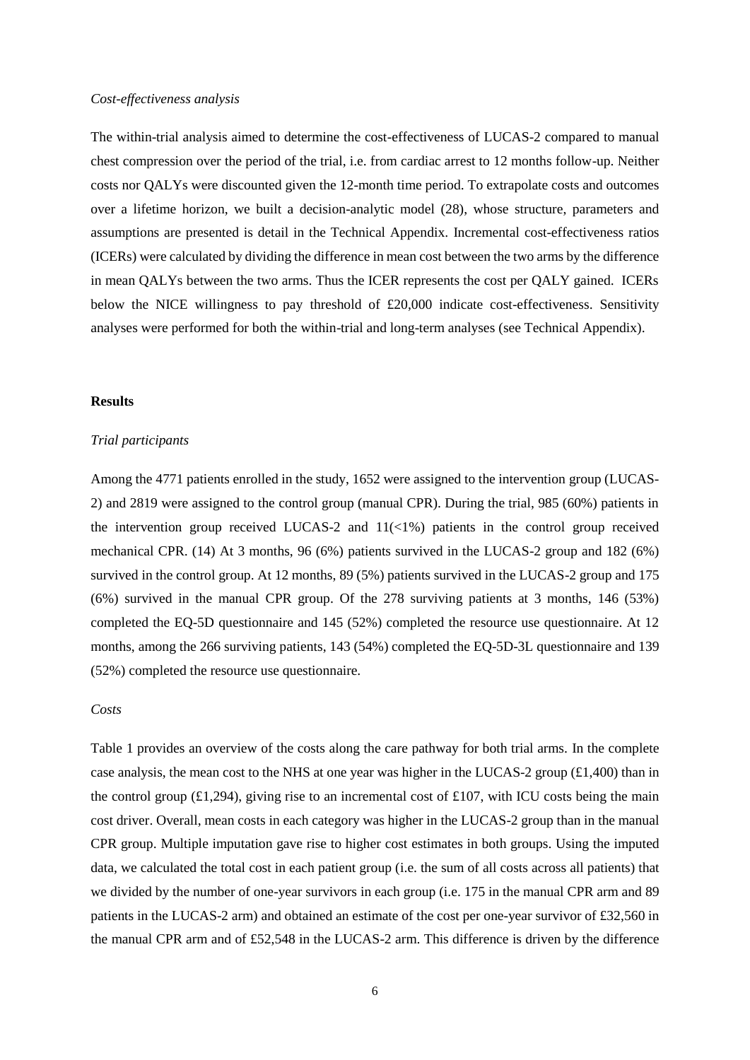*Cost-effectiveness analysis*

The within-trial analysis aimed to determine the cost-effectiveness of LUCAS-2 compared to manual chest compression over the period of the trial, i.e. from cardiac arrest to 12 months follow-up. Neither costs nor QALYs were discounted given the 12-month time period. To extrapolate costs and outcomes over a lifetime horizon, we built a decision-analytic model (28), whose structure, parameters and assumptions are presented is detail in the Technical Appendix. Incremental cost-effectiveness ratios (ICERs) were calculated by dividing the difference in mean cost between the two arms by the difference in mean QALYs between the two arms. Thus the ICER represents the cost per QALY gained. ICERs below the NICE willingness to pay threshold of £20,000 indicate cost-effectiveness. Sensitivity analyses were performed for both the within-trial and long-term analyses (see Technical Appendix).

## Results

*Trial participants*

Among the 4771 patients enrolled in the study, 1652 were assigned to the intervention group (LUCAS-2) and 2819 were assigned to the control group (manual CPR). During the trial, 985 (60%) patients in the intervention group received LUCAS-2 and 11(<1%) patients in the control group received mechanical CPR. (14) At 3 months, 96 (6%) patients survived in the LUCAS-2 group and 182 (6%) survived in the control group. At 12 months, 89 (5%) patients survived in the LUCAS-2 group and 175 (6%) survived in the manual CPR group. Of the 278 surviving patients at 3 months, 146 (53%) completed the EQ-5D questionnaire and 145 (52%) completed the resource use questionnaire. At 12 months, among the 266 surviving patients, 143 (54%) completed the EQ-5D-3L questionnaire and 139 (52%) completed the resource use questionnaire.

*Costs*

Table 1 provides an overview of the costs along the care pathway for both trial arms. In the complete case analysis, the mean cost to the NHS at one year was higher in the LUCAS-2 group (£1,400) than in the control group (£1,294), giving rise to an incremental cost of £107, with ICU costs being the main cost driver. Overall, mean costs in each category was higher in the LUCAS-2 group than in the manual CPR group. Multiple imputation gave rise to higher cost estimates in both groups. Using the imputed data, we calculated the total cost in each patient group (i.e. the sum of all costs across all patients) that we divided by the number of one-year survivors in each group (i.e. 175 in the manual CPR arm and 89 patients in the LUCAS-2 arm) and obtained an estimate of the cost per one-year survivor of £32,560 in the manual CPR arm and of £52,548 in the LUCAS-2 arm. This difference is driven by the difference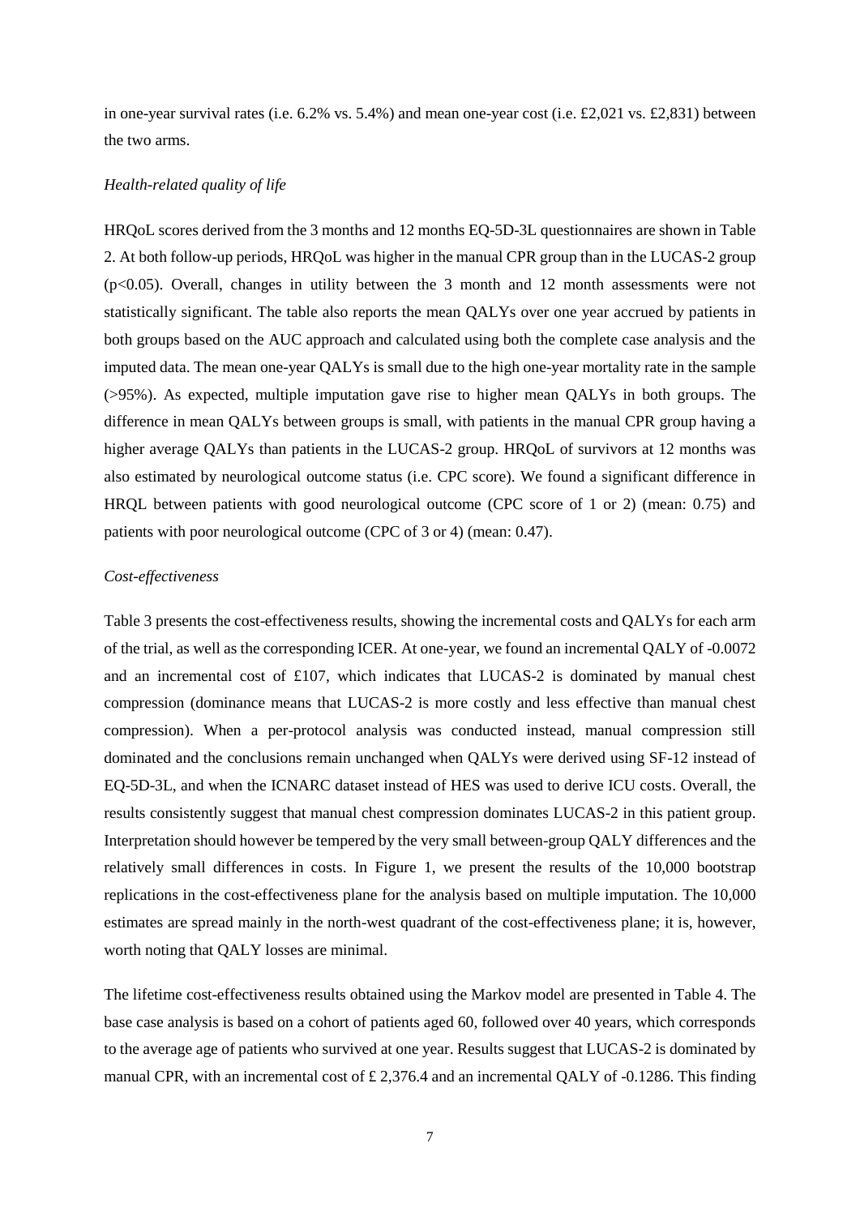in one-year survival rates (i.e. 6.2% vs. 5.4%) and mean one-year cost (i.e. £2,021 vs. £2,831) between the two arms.

*Health-related quality of life*

HRQoL scores derived from the 3 months and 12 months EQ-5D-3L questionnaires are shown in Table 2. At both follow-up periods, HRQoL was higher in the manual CPR group than in the LUCAS-2 group ($p<0.05$). Overall, changes in utility between the 3 month and 12 month assessments were not statistically significant. The table also reports the mean QALYs over one year accrued by patients in both groups based on the AUC approach and calculated using both the complete case analysis and the imputed data. The mean one-year QALYs is small due to the high one-year mortality rate in the sample (>95%). As expected, multiple imputation gave rise to higher mean QALYs in both groups. The difference in mean QALYs between groups is small, with patients in the manual CPR group having a higher average QALYs than patients in the LUCAS-2 group. HRQoL of survivors at 12 months was also estimated by neurological outcome status (i.e. CPC score). We found a significant difference in HRQL between patients with good neurological outcome (CPC score of 1 or 2) (mean: 0.75) and patients with poor neurological outcome (CPC of 3 or 4) (mean: 0.47).

*Cost-effectiveness*

Table 3 presents the cost-effectiveness results, showing the incremental costs and QALYs for each arm of the trial, as well as the corresponding ICER. At one-year, we found an incremental QALY of -0.0072 and an incremental cost of £107, which indicates that LUCAS-2 is dominated by manual chest compression (dominance means that LUCAS-2 is more costly and less effective than manual chest compression). When a per-protocol analysis was conducted instead, manual compression still dominated and the conclusions remain unchanged when QALYs were derived using SF-12 instead of EQ-5D-3L, and when the ICNARC dataset instead of HES was used to derive ICU costs. Overall, the results consistently suggest that manual chest compression dominates LUCAS-2 in this patient group. Interpretation should however be tempered by the very small between-group QALY differences and the relatively small differences in costs. In Figure 1, we present the results of the 10,000 bootstrap replications in the cost-effectiveness plane for the analysis based on multiple imputation. The 10,000 estimates are spread mainly in the north-west quadrant of the cost-effectiveness plane; it is, however, worth noting that QALY losses are minimal.

The lifetime cost-effectiveness results obtained using the Markov model are presented in Table 4. The base case analysis is based on a cohort of patients aged 60, followed over 40 years, which corresponds to the average age of patients who survived at one year. Results suggest that LUCAS-2 is dominated by manual CPR, with an incremental cost of £ 2,376.4 and an incremental QALY of -0.1286. This finding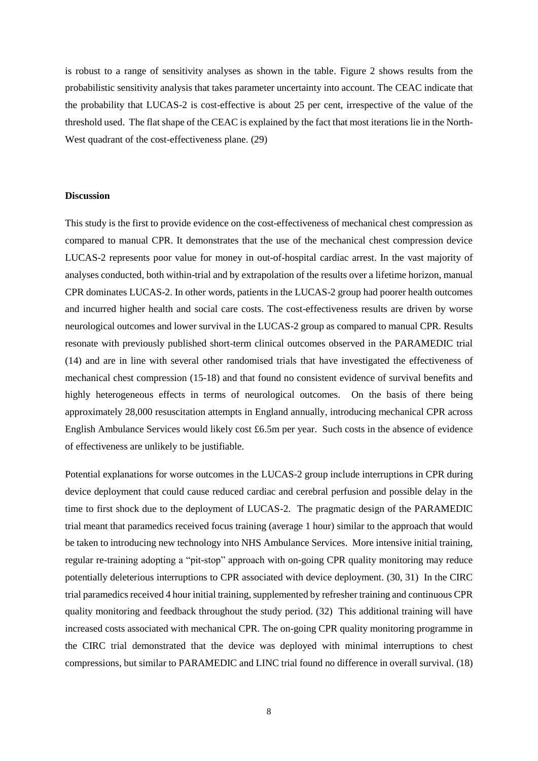is robust to a range of sensitivity analyses as shown in the table. Figure 2 shows results from the probabilistic sensitivity analysis that takes parameter uncertainty into account. The CEAC indicate that the probability that LUCAS-2 is cost-effective is about 25 per cent, irrespective of the value of the threshold used. The flat shape of the CEAC is explained by the fact that most iterations lie in the North-West quadrant of the cost-effectiveness plane. (29)

**Discussion**

This study is the first to provide evidence on the cost-effectiveness of mechanical chest compression as compared to manual CPR. It demonstrates that the use of the mechanical chest compression device LUCAS-2 represents poor value for money in out-of-hospital cardiac arrest. In the vast majority of analyses conducted, both within-trial and by extrapolation of the results over a lifetime horizon, manual CPR dominates LUCAS-2. In other words, patients in the LUCAS-2 group had poorer health outcomes and incurred higher health and social care costs. The cost-effectiveness results are driven by worse neurological outcomes and lower survival in the LUCAS-2 group as compared to manual CPR. Results resonate with previously published short-term clinical outcomes observed in the PARAMEDIC trial (14) and are in line with several other randomised trials that have investigated the effectiveness of mechanical chest compression (15-18) and that found no consistent evidence of survival benefits and highly heterogeneous effects in terms of neurological outcomes. On the basis of there being approximately 28,000 resuscitation attempts in England annually, introducing mechanical CPR across English Ambulance Services would likely cost £6.5m per year. Such costs in the absence of evidence of effectiveness are unlikely to be justifiable.

Potential explanations for worse outcomes in the LUCAS-2 group include interruptions in CPR during device deployment that could cause reduced cardiac and cerebral perfusion and possible delay in the time to first shock due to the deployment of LUCAS-2. The pragmatic design of the PARAMEDIC trial meant that paramedics received focus training (average 1 hour) similar to the approach that would be taken to introducing new technology into NHS Ambulance Services. More intensive initial training, regular re-training adopting a "pit-stop" approach with on-going CPR quality monitoring may reduce potentially deleterious interruptions to CPR associated with device deployment. (30, 31) In the CIRC trial paramedics received 4 hour initial training, supplemented by refresher training and continuous CPR quality monitoring and feedback throughout the study period. (32) This additional training will have increased costs associated with mechanical CPR. The on-going CPR quality monitoring programme in the CIRC trial demonstrated that the device was deployed with minimal interruptions to chest compressions, but similar to PARAMEDIC and LINC trial found no difference in overall survival. (18)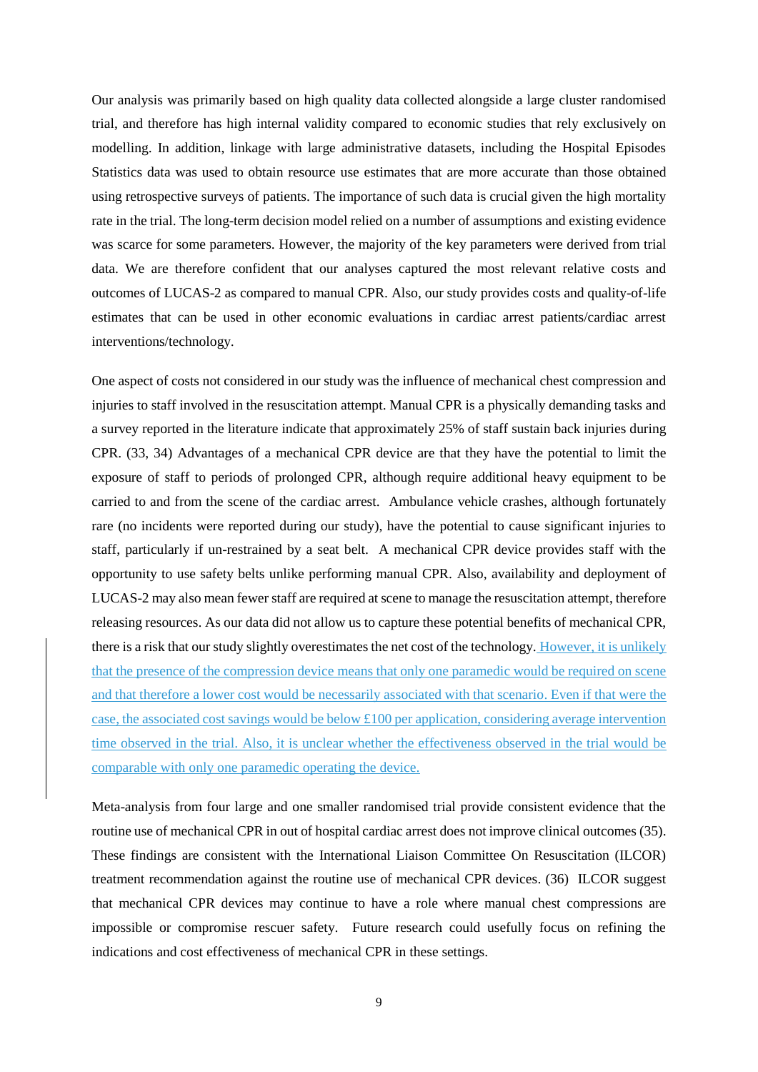Our analysis was primarily based on high quality data collected alongside a large cluster randomised trial, and therefore has high internal validity compared to economic studies that rely exclusively on modelling. In addition, linkage with large administrative datasets, including the Hospital Episodes Statistics data was used to obtain resource use estimates that are more accurate than those obtained using retrospective surveys of patients. The importance of such data is crucial given the high mortality rate in the trial. The long-term decision model relied on a number of assumptions and existing evidence was scarce for some parameters. However, the majority of the key parameters were derived from trial data. We are therefore confident that our analyses captured the most relevant relative costs and outcomes of LUCAS-2 as compared to manual CPR. Also, our study provides costs and quality-of-life estimates that can be used in other economic evaluations in cardiac arrest patients/cardiac arrest interventions/technology.

One aspect of costs not considered in our study was the influence of mechanical chest compression and injuries to staff involved in the resuscitation attempt. Manual CPR is a physically demanding tasks and a survey reported in the literature indicate that approximately 25% of staff sustain back injuries during CPR. (33, 34) Advantages of a mechanical CPR device are that they have the potential to limit the exposure of staff to periods of prolonged CPR, although require additional heavy equipment to be carried to and from the scene of the cardiac arrest. Ambulance vehicle crashes, although fortunately rare (no incidents were reported during our study), have the potential to cause significant injuries to staff, particularly if un-restrained by a seat belt. A mechanical CPR device provides staff with the opportunity to use safety belts unlike performing manual CPR. Also, availability and deployment of LUCAS-2 may also mean fewer staff are required at scene to manage the resuscitation attempt, therefore releasing resources. As our data did not allow us to capture these potential benefits of mechanical CPR, there is a risk that our study slightly overestimates the net cost of the technology. However, it is unlikely that the presence of the compression device means that only one paramedic would be required on scene and that therefore a lower cost would be necessarily associated with that scenario. Even if that were the case, the associated cost savings would be below £100 per application, considering average intervention time observed in the trial. Also, it is unclear whether the effectiveness observed in the trial would be comparable with only one paramedic operating the device.

Meta-analysis from four large and one smaller randomised trial provide consistent evidence that the routine use of mechanical CPR in out of hospital cardiac arrest does not improve clinical outcomes (35). These findings are consistent with the International Liaison Committee On Resuscitation (ILCOR) treatment recommendation against the routine use of mechanical CPR devices. (36) ILCOR suggest that mechanical CPR devices may continue to have a role where manual chest compressions are impossible or compromise rescuer safety. Future research could usefully focus on refining the indications and cost effectiveness of mechanical CPR in these settings.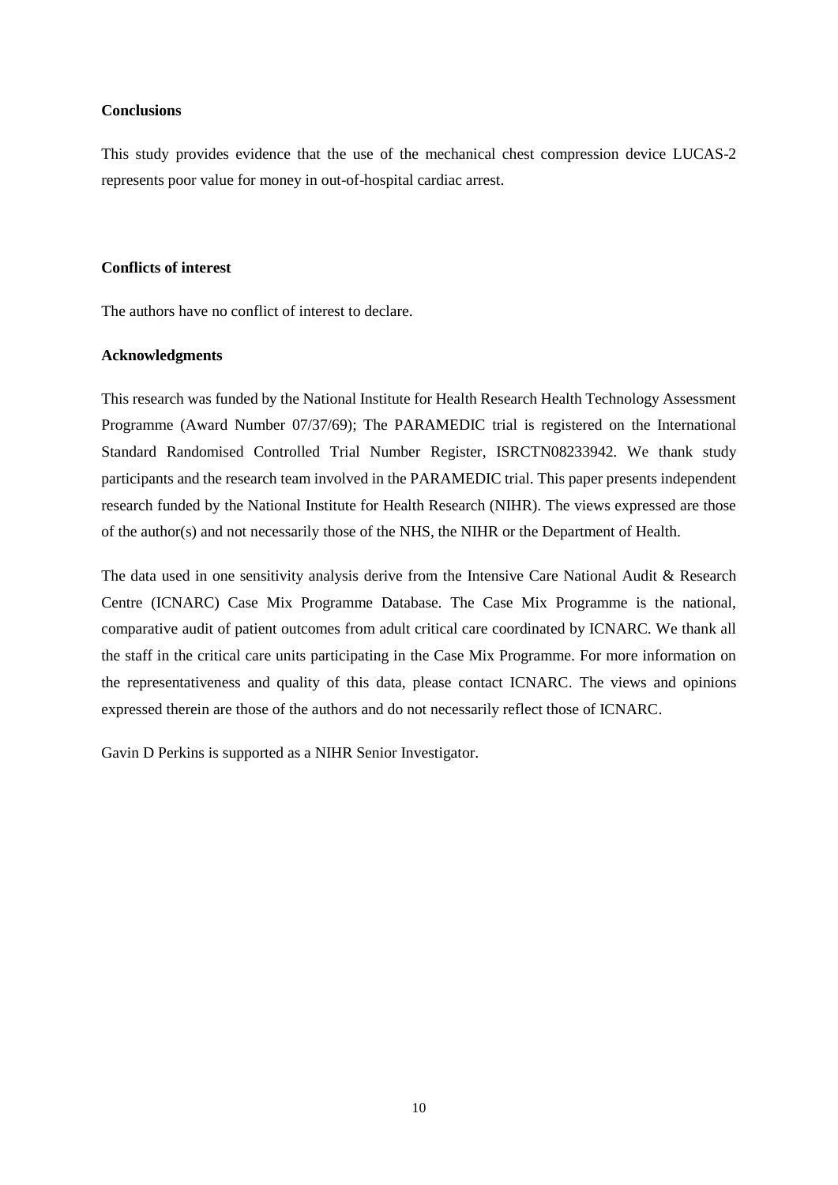## Conclusions

This study provides evidence that the use of the mechanical chest compression device LUCAS-2 represents poor value for money in out-of-hospital cardiac arrest.

## Conflicts of interest

The authors have no conflict of interest to declare.

## Acknowledgments

This research was funded by the National Institute for Health Research Health Technology Assessment Programme (Award Number 07/37/69); The PARAMEDIC trial is registered on the International Standard Randomised Controlled Trial Number Register, ISRCTN08233942. We thank study participants and the research team involved in the PARAMEDIC trial. This paper presents independent research funded by the National Institute for Health Research (NIHR). The views expressed are those of the author(s) and not necessarily those of the NHS, the NIHR or the Department of Health.

The data used in one sensitivity analysis derive from the Intensive Care National Audit & Research Centre (ICNARC) Case Mix Programme Database. The Case Mix Programme is the national, comparative audit of patient outcomes from adult critical care coordinated by ICNARC. We thank all the staff in the critical care units participating in the Case Mix Programme. For more information on the representativeness and quality of this data, please contact ICNARC. The views and opinions expressed therein are those of the authors and do not necessarily reflect those of ICNARC.

Gavin D Perkins is supported as a NIHR Senior Investigator.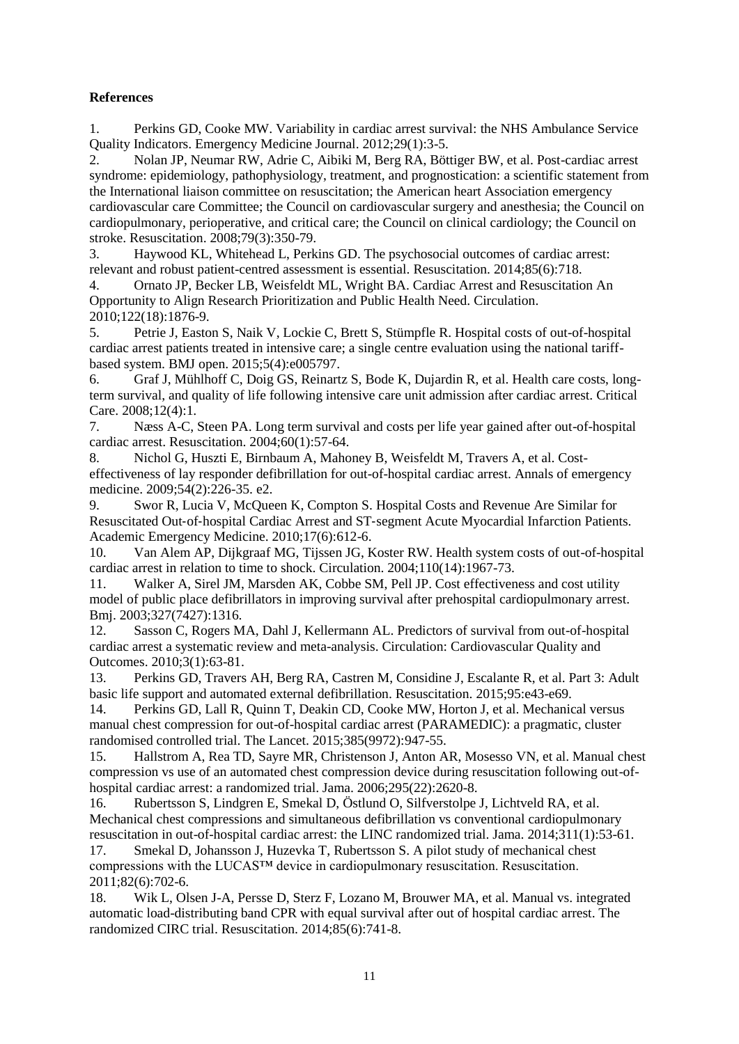**References**

1. Perkins GD, Cooke MW. Variability in cardiac arrest survival: the NHS Ambulance Service Quality Indicators. Emergency Medicine Journal. 2012;29(1):3-5.
2. Nolan JP, Neumar RW, Adrie C, Aibiki M, Berg RA, Böttiger BW, et al. Post-cardiac arrest syndrome: epidemiology, pathophysiology, treatment, and prognostication: a scientific statement from the International liaison committee on resuscitation; the American heart Association emergency cardiovascular care Committee; the Council on cardiovascular surgery and anesthesia; the Council on cardiopulmonary, perioperative, and critical care; the Council on clinical cardiology; the Council on stroke. Resuscitation. 2008;79(3):350-79.
3. Haywood KL, Whitehead L, Perkins GD. The psychosocial outcomes of cardiac arrest: relevant and robust patient-centred assessment is essential. Resuscitation. 2014;85(6):718.
4. Ornato JP, Becker LB, Weisfeldt ML, Wright BA. Cardiac Arrest and Resuscitation An Opportunity to Align Research Prioritization and Public Health Need. Circulation. 2010;122(18):1876-9.
5. Petrie J, Easton S, Naik V, Lockie C, Brett S, Stümpfle R. Hospital costs of out-of-hospital cardiac arrest patients treated in intensive care; a single centre evaluation using the national tariff-based system. BMJ open. 2015;5(4):e005797.
6. Graf J, Mühlhoff C, Doig GS, Reinartz S, Bode K, Dujardin R, et al. Health care costs, long-term survival, and quality of life following intensive care unit admission after cardiac arrest. Critical Care. 2008;12(4):1.
7. Næss A-C, Steen PA. Long term survival and costs per life year gained after out-of-hospital cardiac arrest. Resuscitation. 2004;60(1):57-64.
8. Nichol G, Huszti E, Birnbaum A, Mahoney B, Weisfeldt M, Travers A, et al. Cost-effectiveness of lay responder defibrillation for out-of-hospital cardiac arrest. Annals of emergency medicine. 2009;54(2):226-35. e2.
9. Swor R, Lucia V, McQueen K, Compton S. Hospital Costs and Revenue Are Similar for Resuscitated Out-of-hospital Cardiac Arrest and ST-segment Acute Myocardial Infarction Patients. Academic Emergency Medicine. 2010;17(6):612-6.
10. Van Alem AP, Dijkgraaf MG, Tijssen JG, Koster RW. Health system costs of out-of-hospital cardiac arrest in relation to time to shock. Circulation. 2004;110(14):1967-73.
11. Walker A, Sirel JM, Marsden AK, Cobbe SM, Pell JP. Cost effectiveness and cost utility model of public place defibrillators in improving survival after prehospital cardiopulmonary arrest. Bmj. 2003;327(7427):1316.
12. Sasson C, Rogers MA, Dahl J, Kellermann AL. Predictors of survival from out-of-hospital cardiac arrest a systematic review and meta-analysis. Circulation: Cardiovascular Quality and Outcomes. 2010;3(1):63-81.
13. Perkins GD, Travers AH, Berg RA, Castren M, Considine J, Escalante R, et al. Part 3: Adult basic life support and automated external defibrillation. Resuscitation. 2015;95:e43-e69.
14. Perkins GD, Lall R, Quinn T, Deakin CD, Cooke MW, Horton J, et al. Mechanical versus manual chest compression for out-of-hospital cardiac arrest (PARAMEDIC): a pragmatic, cluster randomised controlled trial. The Lancet. 2015;385(9972):947-55.
15. Hallstrom A, Rea TD, Sayre MR, Christenson J, Anton AR, Mosesso VN, et al. Manual chest compression vs use of an automated chest compression device during resuscitation following out-of-hospital cardiac arrest: a randomized trial. Jama. 2006;295(22):2620-8.
16. Rubertsson S, Lindgren E, Smekal D, Östlund O, Silfverstolpe J, Lichtveld RA, et al. Mechanical chest compressions and simultaneous defibrillation vs conventional cardiopulmonary resuscitation in out-of-hospital cardiac arrest: the LINC randomized trial. Jama. 2014;311(1):53-61.
17. Smekal D, Johansson J, Huzevka T, Rubertsson S. A pilot study of mechanical chest compressions with the LUCAS™ device in cardiopulmonary resuscitation. Resuscitation. 2011;82(6):702-6.
18. Wik L, Olsen J-A, Persse D, Sterz F, Lozano M, Brouwer MA, et al. Manual vs. integrated automatic load-distributing band CPR with equal survival after out of hospital cardiac arrest. The randomized CIRC trial. Resuscitation. 2014;85(6):741-8.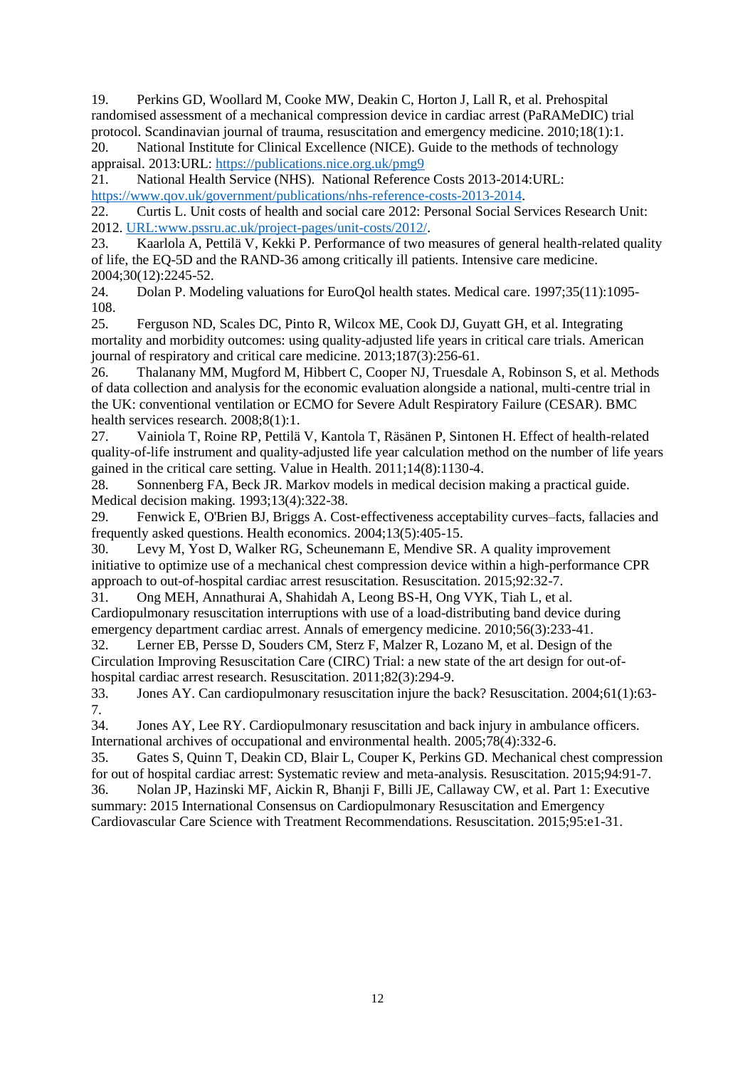19. Perkins GD, Woollard M, Cooke MW, Deakin C, Horton J, Lall R, et al. Prehospital randomised assessment of a mechanical compression device in cardiac arrest (PaRAMeDIC) trial protocol. Scandinavian journal of trauma, resuscitation and emergency medicine. 2010;18(1):1.
20. National Institute for Clinical Excellence (NICE). Guide to the methods of technology appraisal. 2013:URL: https://publications.nice.org.uk/pmg9
21. National Health Service (NHS). National Reference Costs 2013-2014:URL: https://www.gov.uk/government/publications/nhs-reference-costs-2013-2014.
22. Curtis L. Unit costs of health and social care 2012: Personal Social Services Research Unit: 2012. URL:www.pssru.ac.uk/project-pages/unit-costs/2012/.
23. Kaarlola A, Pettilä V, Kekki P. Performance of two measures of general health-related quality of life, the EQ-5D and the RAND-36 among critically ill patients. Intensive care medicine. 2004;30(12):2245-52.
24. Dolan P. Modeling valuations for EuroQol health states. Medical care. 1997;35(11):1095-108.
25. Ferguson ND, Scales DC, Pinto R, Wilcox ME, Cook DJ, Guyatt GH, et al. Integrating mortality and morbidity outcomes: using quality-adjusted life years in critical care trials. American journal of respiratory and critical care medicine. 2013;187(3):256-61.
26. Thalanany MM, Mugford M, Hibbert C, Cooper NJ, Truesdale A, Robinson S, et al. Methods of data collection and analysis for the economic evaluation alongside a national, multi-centre trial in the UK: conventional ventilation or ECMO for Severe Adult Respiratory Failure (CESAR). BMC health services research. 2008;8(1):1.
27. Vainiola T, Roine RP, Pettilä V, Kantola T, Räsänen P, Sintonen H. Effect of health-related quality-of-life instrument and quality-adjusted life year calculation method on the number of life years gained in the critical care setting. Value in Health. 2011;14(8):1130-4.
28. Sonnenberg FA, Beck JR. Markov models in medical decision making a practical guide. Medical decision making. 1993;13(4):322-38.
29. Fenwick E, O'Brien BJ, Briggs A. Cost-effectiveness acceptability curves–facts, fallacies and frequently asked questions. Health economics. 2004;13(5):405-15.
30. Levy M, Yost D, Walker RG, Scheunemann E, Mendive SR. A quality improvement initiative to optimize use of a mechanical chest compression device within a high-performance CPR approach to out-of-hospital cardiac arrest resuscitation. Resuscitation. 2015;92:32-7.
31. Ong MEH, Annathurai A, Shahidah A, Leong BS-H, Ong VYK, Tiah L, et al. Cardiopulmonary resuscitation interruptions with use of a load-distributing band device during emergency department cardiac arrest. Annals of emergency medicine. 2010;56(3):233-41.
32. Lerner EB, Persse D, Souders CM, Sterz F, Malzer R, Lozano M, et al. Design of the Circulation Improving Resuscitation Care (CIRC) Trial: a new state of the art design for out-of-hospital cardiac arrest research. Resuscitation. 2011;82(3):294-9.
33. Jones AY. Can cardiopulmonary resuscitation injure the back? Resuscitation. 2004;61(1):63-7.
34. Jones AY, Lee RY. Cardiopulmonary resuscitation and back injury in ambulance officers. International archives of occupational and environmental health. 2005;78(4):332-6.
35. Gates S, Quinn T, Deakin CD, Blair L, Couper K, Perkins GD. Mechanical chest compression for out of hospital cardiac arrest: Systematic review and meta-analysis. Resuscitation. 2015;94:91-7.
36. Nolan JP, Hazinski MF, Aickin R, Bhanji F, Billi JE, Callaway CW, et al. Part 1: Executive summary: 2015 International Consensus on Cardiopulmonary Resuscitation and Emergency Cardiovascular Care Science with Treatment Recommendations. Resuscitation. 2015;95:e1-31.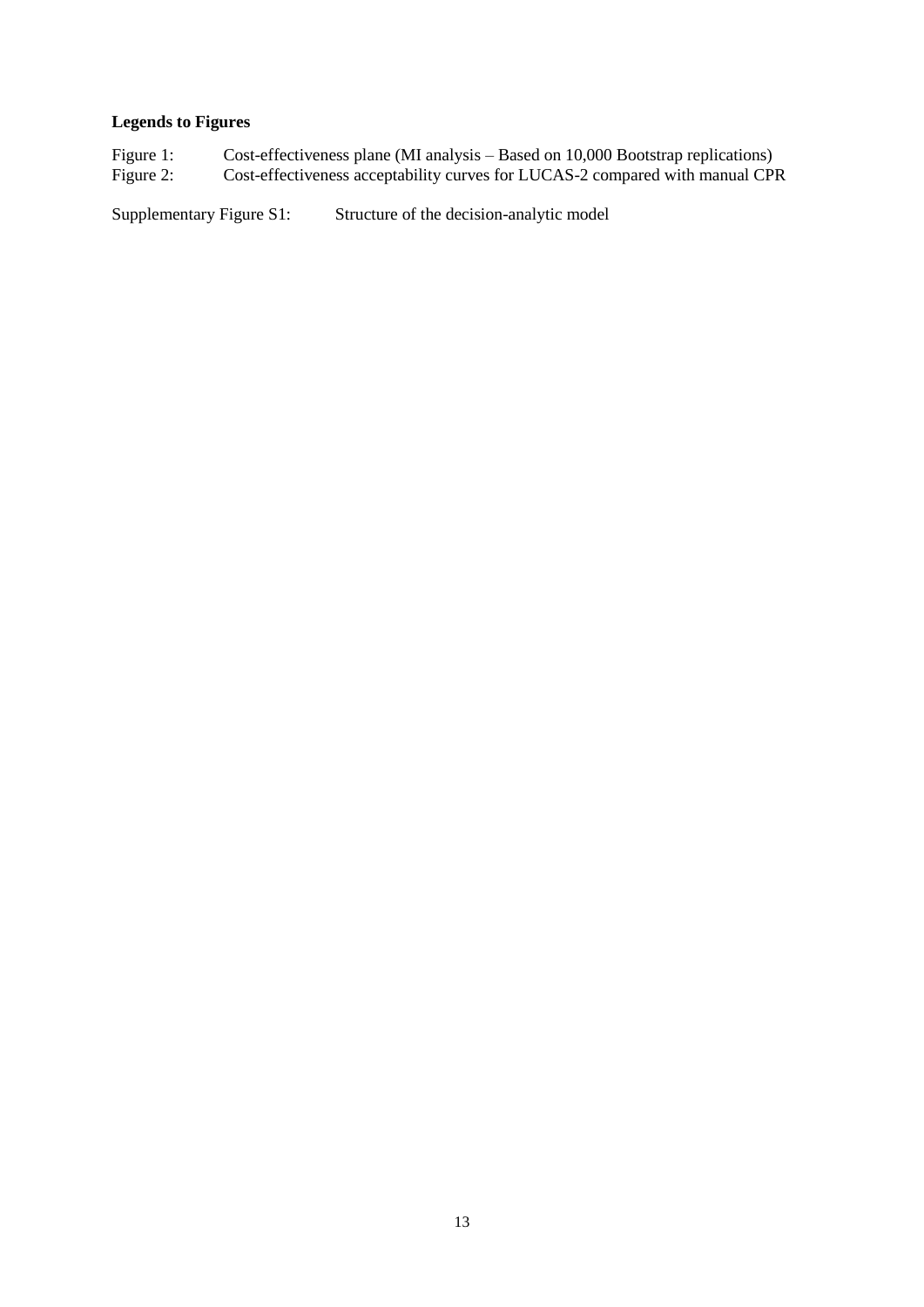**Legends to Figures**

Figure 1: Cost-effectiveness plane (MI analysis – Based on 10,000 Bootstrap replications)

Figure 2: Cost-effectiveness acceptability curves for LUCAS-2 compared with manual CPR

Supplementary Figure S1: Structure of the decision-analytic model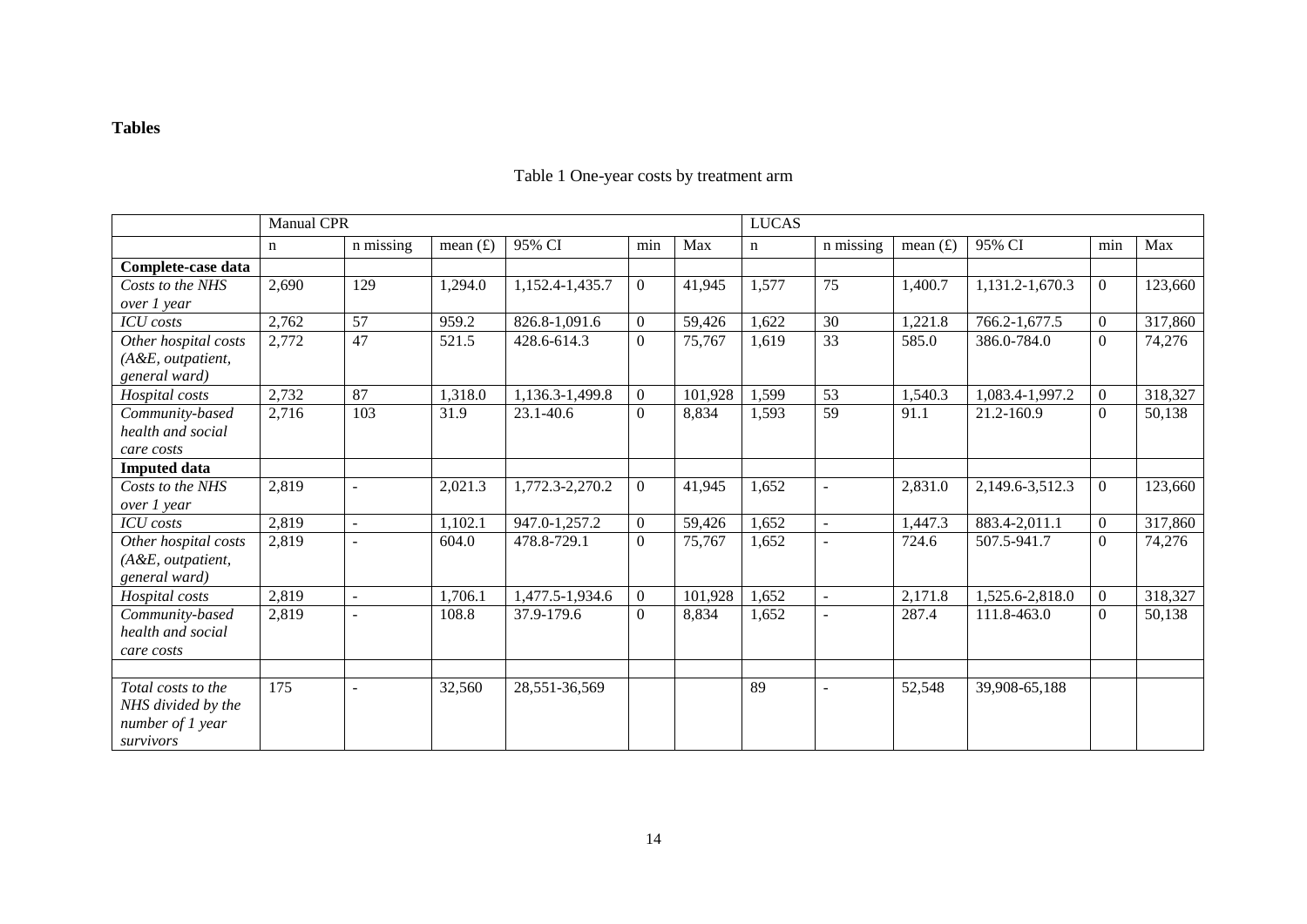**Tables**

Table 1 One-year costs by treatment arm

| | Manual CPR | | | | | | LUCAS | | | | | |
|---|---|---|---|---|---|---|---|---|---|---|---|---|
| | n | n missing | mean (£) | 95% CI | min | Max | n | n missing | mean (£) | 95% CI | min | Max |
| **Complete-case data** | | | | | | | | | | | | |
| *Costs to the NHS over 1 year* | 2,690 | 129 | 1,294.0 | 1,152.4-1,435.7 | 0 | 41,945 | 1,577 | 75 | 1,400.7 | 1,131.2-1,670.3 | 0 | 123,660 |
| *ICU costs* | 2,762 | 57 | 959.2 | 826.8-1,091.6 | 0 | 59,426 | 1,622 | 30 | 1,221.8 | 766.2-1,677.5 | 0 | 317,860 |
| *Other hospital costs (A&E, outpatient, general ward)* | 2,772 | 47 | 521.5 | 428.6-614.3 | 0 | 75,767 | 1,619 | 33 | 585.0 | 386.0-784.0 | 0 | 74,276 |
| *Hospital costs* | 2,732 | 87 | 1,318.0 | 1,136.3-1,499.8 | 0 | 101,928 | 1,599 | 53 | 1,540.3 | 1,083.4-1,997.2 | 0 | 318,327 |
| *Community-based health and social care costs* | 2,716 | 103 | 31.9 | 23.1-40.6 | 0 | 8,834 | 1,593 | 59 | 91.1 | 21.2-160.9 | 0 | 50,138 |
| **Imputed data** | | | | | | | | | | | | |
| *Costs to the NHS over 1 year* | 2,819 | - | 2,021.3 | 1,772.3-2,270.2 | 0 | 41,945 | 1,652 | - | 2,831.0 | 2,149.6-3,512.3 | 0 | 123,660 |
| *ICU costs* | 2,819 | - | 1,102.1 | 947.0-1,257.2 | 0 | 59,426 | 1,652 | - | 1,447.3 | 883.4-2,011.1 | 0 | 317,860 |
| *Other hospital costs (A&E, outpatient, general ward)* | 2,819 | - | 604.0 | 478.8-729.1 | 0 | 75,767 | 1,652 | - | 724.6 | 507.5-941.7 | 0 | 74,276 |
| *Hospital costs* | 2,819 | - | 1,706.1 | 1,477.5-1,934.6 | 0 | 101,928 | 1,652 | - | 2,171.8 | 1,525.6-2,818.0 | 0 | 318,327 |
| *Community-based health and social care costs* | 2,819 | - | 108.8 | 37.9-179.6 | 0 | 8,834 | 1,652 | - | 287.4 | 111.8-463.0 | 0 | 50,138 |
| | | | | | | | | | | | | |
| *Total costs to the NHS divided by the number of 1 year survivors* | 175 | - | 32,560 | 28,551-36,569 | | | 89 | - | 52,548 | 39,908-65,188 | | |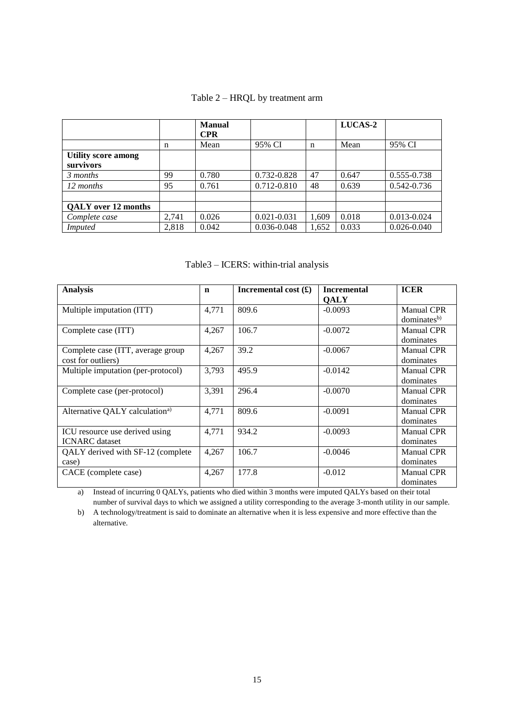Table 2 – HRQL by treatment arm

| | | **Manual CPR** | | | **LUCAS-2** | |
|---|---|---|---|---|---|---|
| | n | Mean | 95% CI | n | Mean | 95% CI |
| **Utility score among survivors** | | | | | | |
| *3 months* | 99 | 0.780 | 0.732-0.828 | 47 | 0.647 | 0.555-0.738 |
| *12 months* | 95 | 0.761 | 0.712-0.810 | 48 | 0.639 | 0.542-0.736 |
| | | | | | | |
| **QALY over 12 months** | | | | | | |
| *Complete case* | 2,741 | 0.026 | 0.021-0.031 | 1,609 | 0.018 | 0.013-0.024 |
| *Imputed* | 2,818 | 0.042 | 0.036-0.048 | 1,652 | 0.033 | 0.026-0.040 |

Table3 – ICERS: within-trial analysis

| **Analysis** | **n** | **Incremental cost (£)** | **Incremental QALY** | **ICER** |
|---|---|---|---|---|
| Multiple imputation (ITT) | 4,771 | 809.6 | -0.0093 | Manual CPR dominates[b)] |
| Complete case (ITT) | 4,267 | 106.7 | -0.0072 | Manual CPR dominates |
| Complete case (ITT, average group cost for outliers) | 4,267 | 39.2 | -0.0067 | Manual CPR dominates |
| Multiple imputation (per-protocol) | 3,793 | 495.9 | -0.0142 | Manual CPR dominates |
| Complete case (per-protocol) | 3,391 | 296.4 | -0.0070 | Manual CPR dominates |
| Alternative QALY calculation[a)] | 4,771 | 809.6 | -0.0091 | Manual CPR dominates |
| ICU resource use derived using ICNARC dataset | 4,771 | 934.2 | -0.0093 | Manual CPR dominates |
| QALY derived with SF-12 (complete case) | 4,267 | 106.7 | -0.0046 | Manual CPR dominates |
| CACE (complete case) | 4,267 | 177.8 | -0.012 | Manual CPR dominates |

a) Instead of incurring 0 QALYs, patients who died within 3 months were imputed QALYs based on their total number of survival days to which we assigned a utility corresponding to the average 3-month utility in our sample.

b) A technology/treatment is said to dominate an alternative when it is less expensive and more effective than the alternative.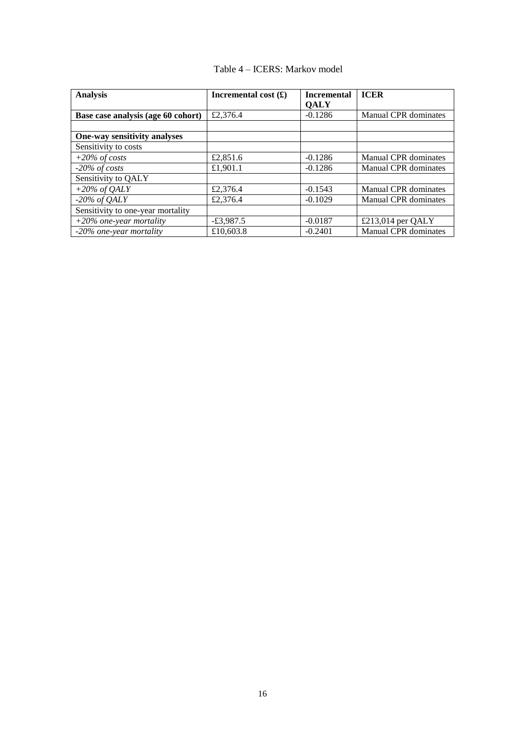Table 4 – ICERS: Markov model

| Analysis | Incremental cost (£) | Incremental QALY | ICER |
|---|---|---|---|
| **Base case analysis (age 60 cohort)** | £2,376.4 | -0.1286 | Manual CPR dominates |
| | | | |
| **One-way sensitivity analyses** | | | |
| Sensitivity to costs | | | |
| *+20% of costs* | £2,851.6 | -0.1286 | Manual CPR dominates |
| *-20% of costs* | £1,901.1 | -0.1286 | Manual CPR dominates |
| Sensitivity to QALY | | | |
| *+20% of QALY* | £2,376.4 | -0.1543 | Manual CPR dominates |
| *-20% of QALY* | £2,376.4 | -0.1029 | Manual CPR dominates |
| Sensitivity to one-year mortality | | | |
| *+20% one-year mortality* | -£3,987.5 | -0.0187 | £213,014 per QALY |
| *-20% one-year mortality* | £10,603.8 | -0.2401 | Manual CPR dominates |